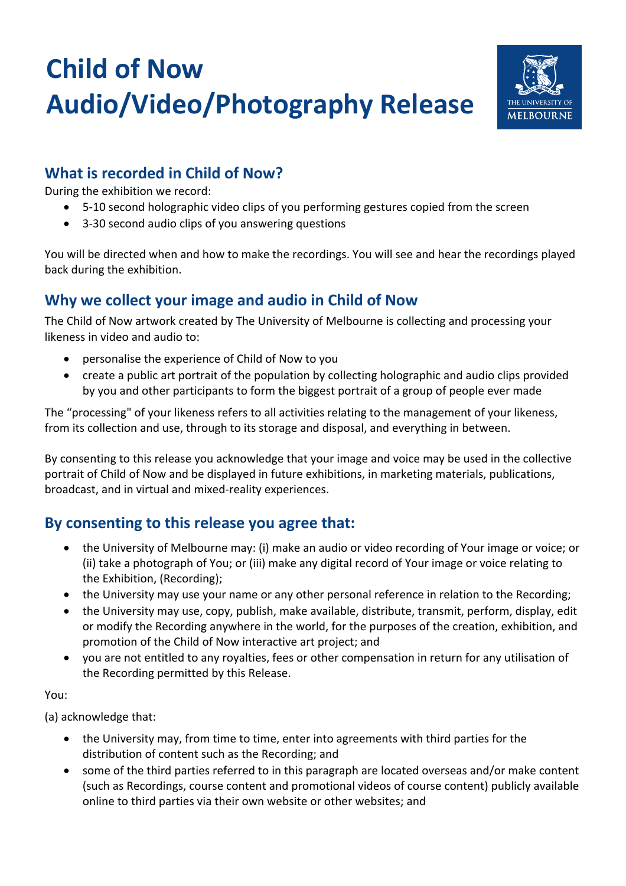# Child of Now Audio/Video/Photography Release

## What is recorded in Child of Now?

During the exhibition we record:

- 5-10 second holographic video clips of you performing gestures copied from the screen
- 3-30 second audio clips of you answering questions

You will be directed when and how to make the recordings. You will see and hear the recordings played back during the exhibition.

## Why we collect your image and audio in Child of Now

The Child of Now artwork created by The University of Melbourne is collecting and processing your likeness in video and audio to:

- personalise the experience of Child of Now to you
- create a public art portrait of the population by collecting holographic and audio clips provided by you and other participants to form the biggest portrait of a group of people ever made

The “processing" of your likeness refers to all activities relating to the management of your likeness, from its collection and use, through to its storage and disposal, and everything in between.

By consenting to this release you acknowledge that your image and voice may be used in the collective portrait of Child of Now and be displayed in future exhibitions, in marketing materials, publications, broadcast, and in virtual and mixed-reality experiences.

## By consenting to this release you agree that:

- the University of Melbourne may: (i) make an audio or video recording of Your image or voice; or (ii) take a photograph of You; or (iii) make any digital record of Your image or voice relating to the Exhibition, (Recording);
- the University may use your name or any other personal reference in relation to the Recording;
- the University may use, copy, publish, make available, distribute, transmit, perform, display, edit or modify the Recording anywhere in the world, for the purposes of the creation, exhibition, and promotion of the Child of Now interactive art project; and
- you are not entitled to any royalties, fees or other compensation in return for any utilisation of the Recording permitted by this Release.

You:

(a) acknowledge that:

- the University may, from time to time, enter into agreements with third parties for the distribution of content such as the Recording; and
- some of the third parties referred to in this paragraph are located overseas and/or make content (such as Recordings, course content and promotional videos of course content) publicly available online to third parties via their own website or other websites; and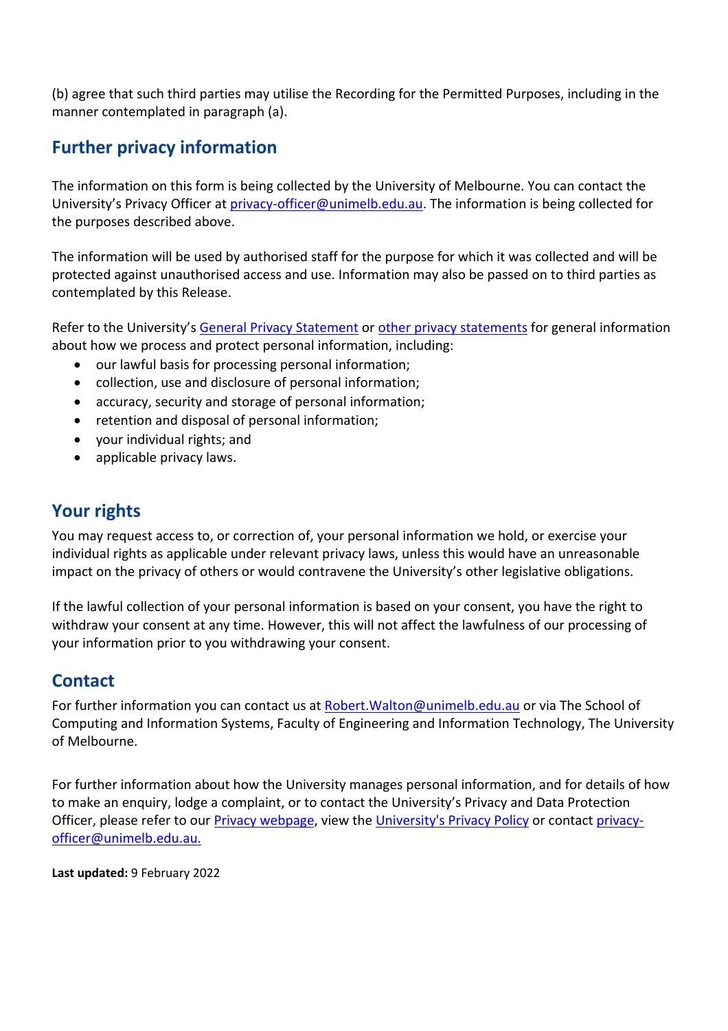(b) agree that such third parties may utilise the Recording for the Permitted Purposes, including in the manner contemplated in paragraph (a).

## Further privacy information

The information on this form is being collected by the University of Melbourne. You can contact the University's Privacy Officer at privacy-officer@unimelb.edu.au. The information is being collected for the purposes described above.

The information will be used by authorised staff for the purpose for which it was collected and will be protected against unauthorised access and use. Information may also be passed on to third parties as contemplated by this Release.

Refer to the University's General Privacy Statement or other privacy statements for general information about how we process and protect personal information, including:

- our lawful basis for processing personal information;
- collection, use and disclosure of personal information;
- accuracy, security and storage of personal information;
- retention and disposal of personal information;
- your individual rights; and
- applicable privacy laws.

## Your rights

You may request access to, or correction of, your personal information we hold, or exercise your individual rights as applicable under relevant privacy laws, unless this would have an unreasonable impact on the privacy of others or would contravene the University's other legislative obligations.

If the lawful collection of your personal information is based on your consent, you have the right to withdraw your consent at any time. However, this will not affect the lawfulness of our processing of your information prior to you withdrawing your consent.

## Contact

For further information you can contact us at Robert.Walton@unimelb.edu.au or via The School of Computing and Information Systems, Faculty of Engineering and Information Technology, The University of Melbourne.

For further information about how the University manages personal information, and for details of how to make an enquiry, lodge a complaint, or to contact the University's Privacy and Data Protection Officer, please refer to our Privacy webpage, view the University's Privacy Policy or contact privacy-officer@unimelb.edu.au.

**Last updated:** 9 February 2022